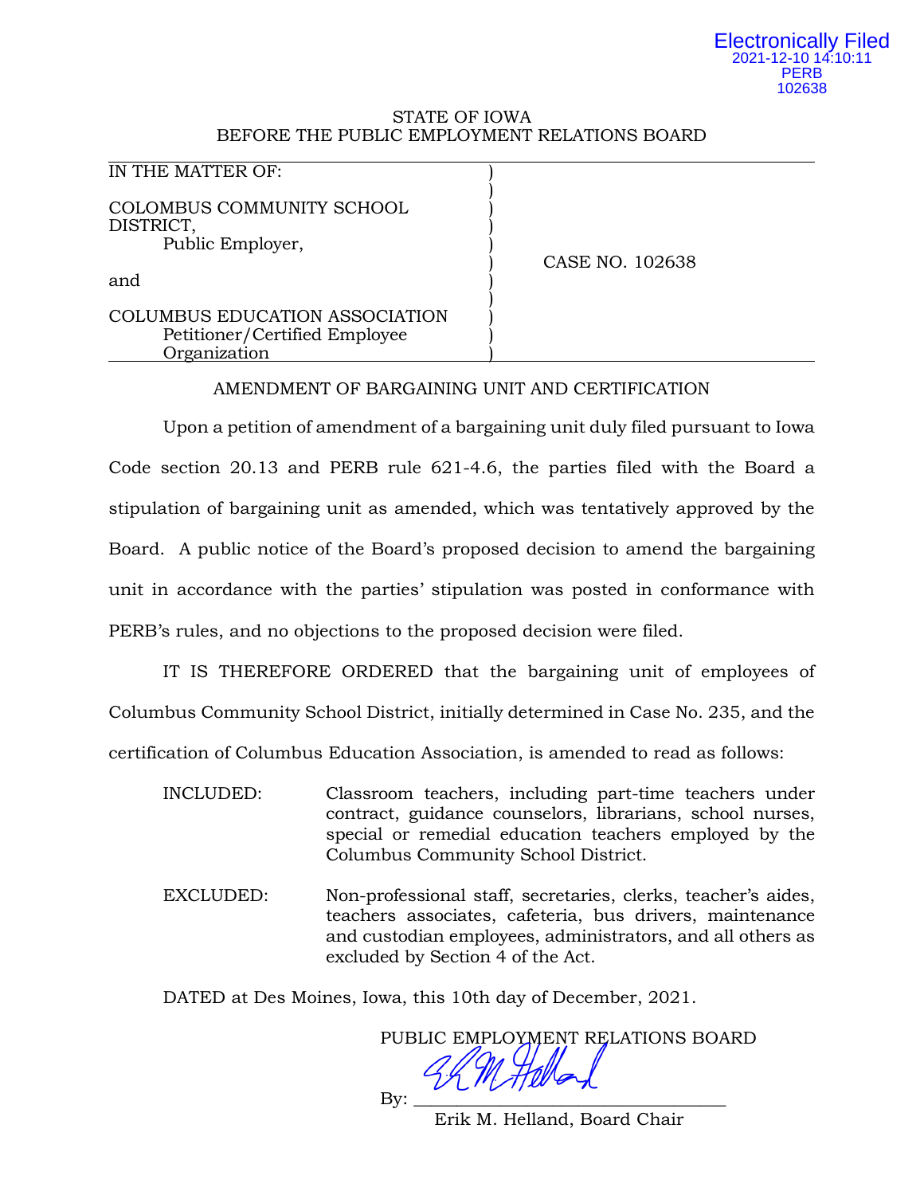Electronically Filed
2021-12-10 14:10:11
PERB
102638

STATE OF IOWA
BEFORE THE PUBLIC EMPLOYMENT RELATIONS BOARD

| | |
|---|---|
| IN THE MATTER OF:<br><br>COLOMBUS COMMUNITY SCHOOL DISTRICT,<br>Public Employer,<br><br>and<br><br>COLUMBUS EDUCATION ASSOCIATION<br>Petitioner/Certified Employee Organization | CASE NO. 102638 |

## AMENDMENT OF BARGAINING UNIT AND CERTIFICATION

Upon a petition of amendment of a bargaining unit duly filed pursuant to Iowa Code section 20.13 and PERB rule 621-4.6, the parties filed with the Board a stipulation of bargaining unit as amended, which was tentatively approved by the Board. A public notice of the Board's proposed decision to amend the bargaining unit in accordance with the parties' stipulation was posted in conformance with PERB's rules, and no objections to the proposed decision were filed.

IT IS THEREFORE ORDERED that the bargaining unit of employees of Columbus Community School District, initially determined in Case No. 235, and the certification of Columbus Education Association, is amended to read as follows:

INCLUDED: Classroom teachers, including part-time teachers under contract, guidance counselors, librarians, school nurses, special or remedial education teachers employed by the Columbus Community School District.

EXCLUDED: Non-professional staff, secretaries, clerks, teacher's aides, teachers associates, cafeteria, bus drivers, maintenance and custodian employees, administrators, and all others as excluded by Section 4 of the Act.

DATED at Des Moines, Iowa, this 10th day of December, 2021.

PUBLIC EMPLOYMENT RELATIONS BOARD

By: ________________________________
Erik M. Helland, Board Chair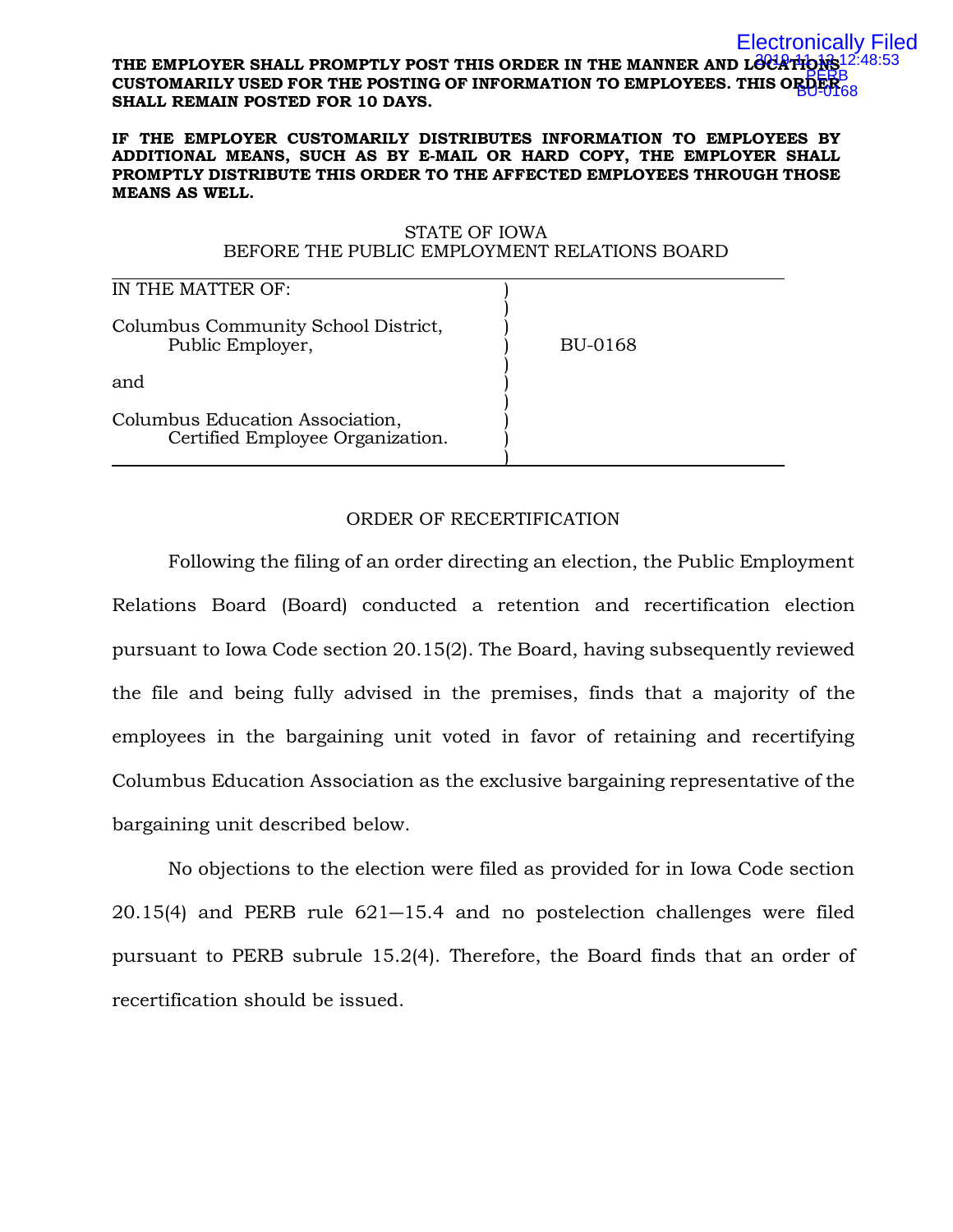**THE EMPLOYER SHALL PROMPTLY POST THIS ORDER IN THE MANNER AND LOCATIONS CUSTOMARILY USED FOR THE POSTING OF INFORMATION TO EMPLOYEES. THIS ORDER SHALL REMAIN POSTED FOR 10 DAYS.**

**IF THE EMPLOYER CUSTOMARILY DISTRIBUTES INFORMATION TO EMPLOYEES BY ADDITIONAL MEANS, SUCH AS BY E-MAIL OR HARD COPY, THE EMPLOYER SHALL PROMPTLY DISTRIBUTE THIS ORDER TO THE AFFECTED EMPLOYEES THROUGH THOSE MEANS AS WELL.**

STATE OF IOWA
BEFORE THE PUBLIC EMPLOYMENT RELATIONS BOARD

| IN THE MATTER OF: | |
|---|---|
| Columbus Community School District, Public Employer, | BU-0168 |
| and | |
| Columbus Education Association, Certified Employee Organization. | |

## ORDER OF RECERTIFICATION

Following the filing of an order directing an election, the Public Employment Relations Board (Board) conducted a retention and recertification election pursuant to Iowa Code section 20.15(2). The Board, having subsequently reviewed the file and being fully advised in the premises, finds that a majority of the employees in the bargaining unit voted in favor of retaining and recertifying Columbus Education Association as the exclusive bargaining representative of the bargaining unit described below.

No objections to the election were filed as provided for in Iowa Code section 20.15(4) and PERB rule 621—15.4 and no postelection challenges were filed pursuant to PERB subrule 15.2(4). Therefore, the Board finds that an order of recertification should be issued.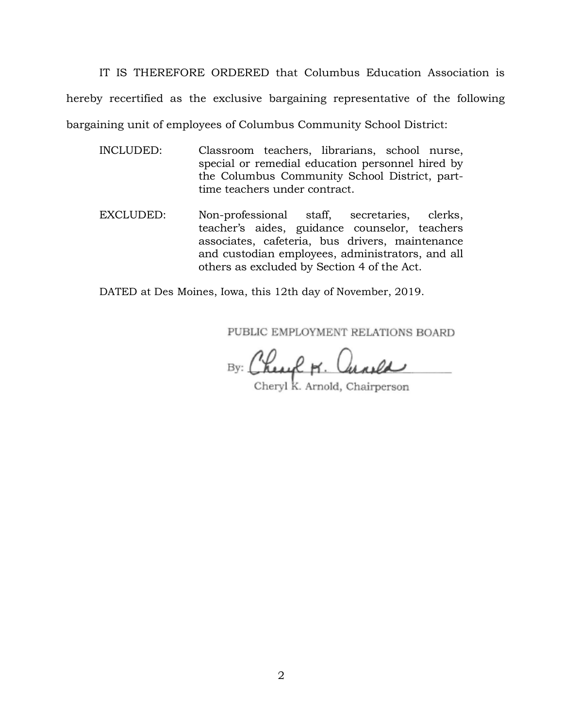IT IS THEREFORE ORDERED that Columbus Education Association is hereby recertified as the exclusive bargaining representative of the following bargaining unit of employees of Columbus Community School District:

INCLUDED: Classroom teachers, librarians, school nurse, special or remedial education personnel hired by the Columbus Community School District, part-time teachers under contract.

EXCLUDED: Non-professional staff, secretaries, clerks, teacher's aides, guidance counselor, teachers associates, cafeteria, bus drivers, maintenance and custodian employees, administrators, and all others as excluded by Section 4 of the Act.

DATED at Des Moines, Iowa, this 12th day of November, 2019.

PUBLIC EMPLOYMENT RELATIONS BOARD

By: Cheryl K. Arnold

Cheryl K. Arnold, Chairperson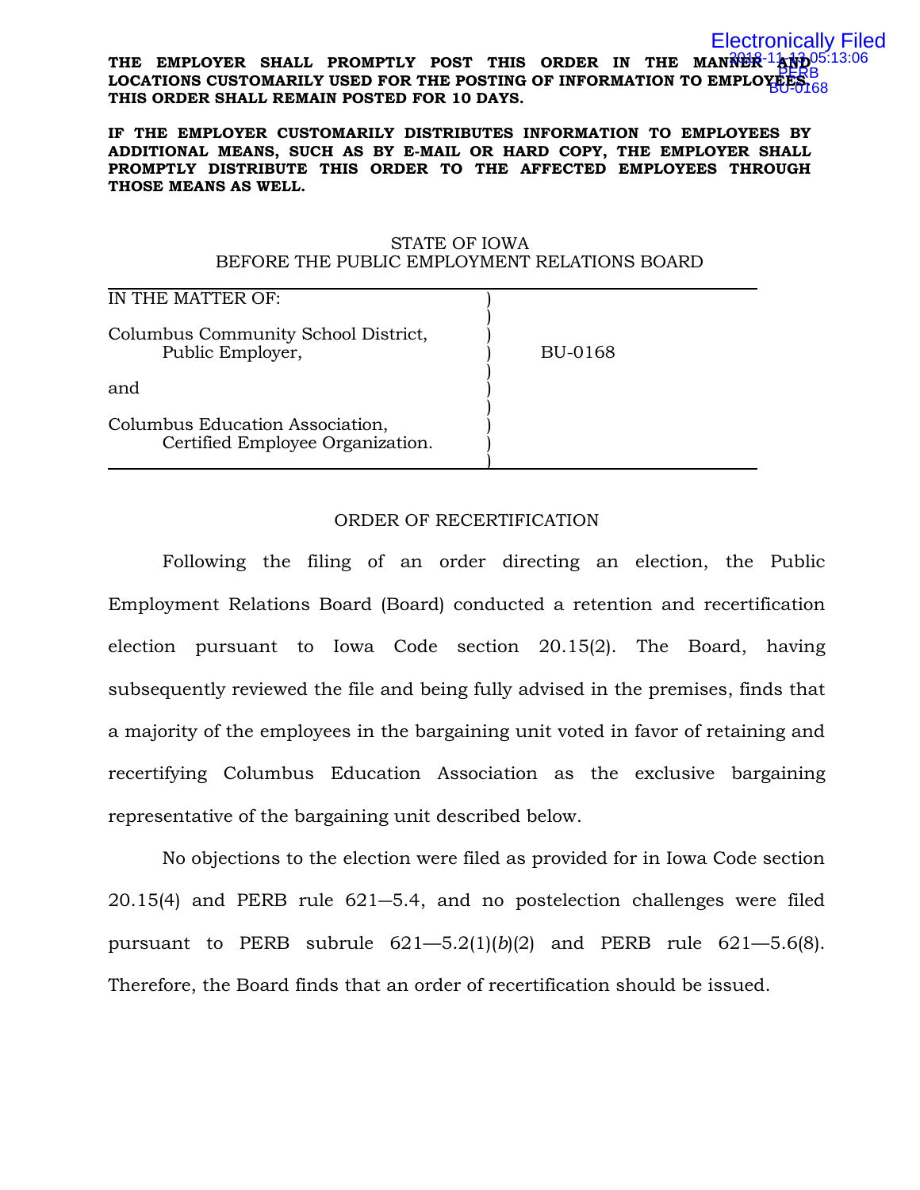**THE EMPLOYER SHALL PROMPTLY POST THIS ORDER IN THE MANNER AND LOCATIONS CUSTOMARILY USED FOR THE POSTING OF INFORMATION TO EMPLOYEES. THIS ORDER SHALL REMAIN POSTED FOR 10 DAYS.**

**IF THE EMPLOYER CUSTOMARILY DISTRIBUTES INFORMATION TO EMPLOYEES BY ADDITIONAL MEANS, SUCH AS BY E-MAIL OR HARD COPY, THE EMPLOYER SHALL PROMPTLY DISTRIBUTE THIS ORDER TO THE AFFECTED EMPLOYEES THROUGH THOSE MEANS AS WELL.**

STATE OF IOWA
BEFORE THE PUBLIC EMPLOYMENT RELATIONS BOARD

IN THE MATTER OF:

Columbus Community School District,
Public Employer,

and

Columbus Education Association,
Certified Employee Organization.

BU-0168

ORDER OF RECERTIFICATION

Following the filing of an order directing an election, the Public Employment Relations Board (Board) conducted a retention and recertification election pursuant to Iowa Code section 20.15(2). The Board, having subsequently reviewed the file and being fully advised in the premises, finds that a majority of the employees in the bargaining unit voted in favor of retaining and recertifying Columbus Education Association as the exclusive bargaining representative of the bargaining unit described below.

No objections to the election were filed as provided for in Iowa Code section 20.15(4) and PERB rule 621—5.4, and no postelection challenges were filed pursuant to PERB subrule 621—5.2(1)(*b*)(2) and PERB rule 621—5.6(8). Therefore, the Board finds that an order of recertification should be issued.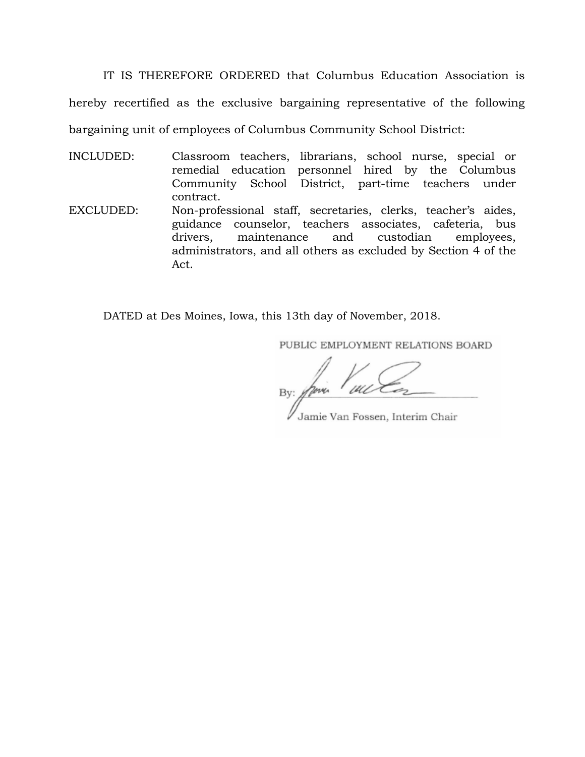IT IS THEREFORE ORDERED that Columbus Education Association is hereby recertified as the exclusive bargaining representative of the following bargaining unit of employees of Columbus Community School District:

INCLUDED: Classroom teachers, librarians, school nurse, special or remedial education personnel hired by the Columbus Community School District, part-time teachers under contract.

EXCLUDED: Non-professional staff, secretaries, clerks, teacher's aides, guidance counselor, teachers associates, cafeteria, bus drivers, maintenance and custodian employees, administrators, and all others as excluded by Section 4 of the Act.

DATED at Des Moines, Iowa, this 13th day of November, 2018.

PUBLIC EMPLOYMENT RELATIONS BOARD

By: ______________________________

Jamie Van Fossen, Interim Chair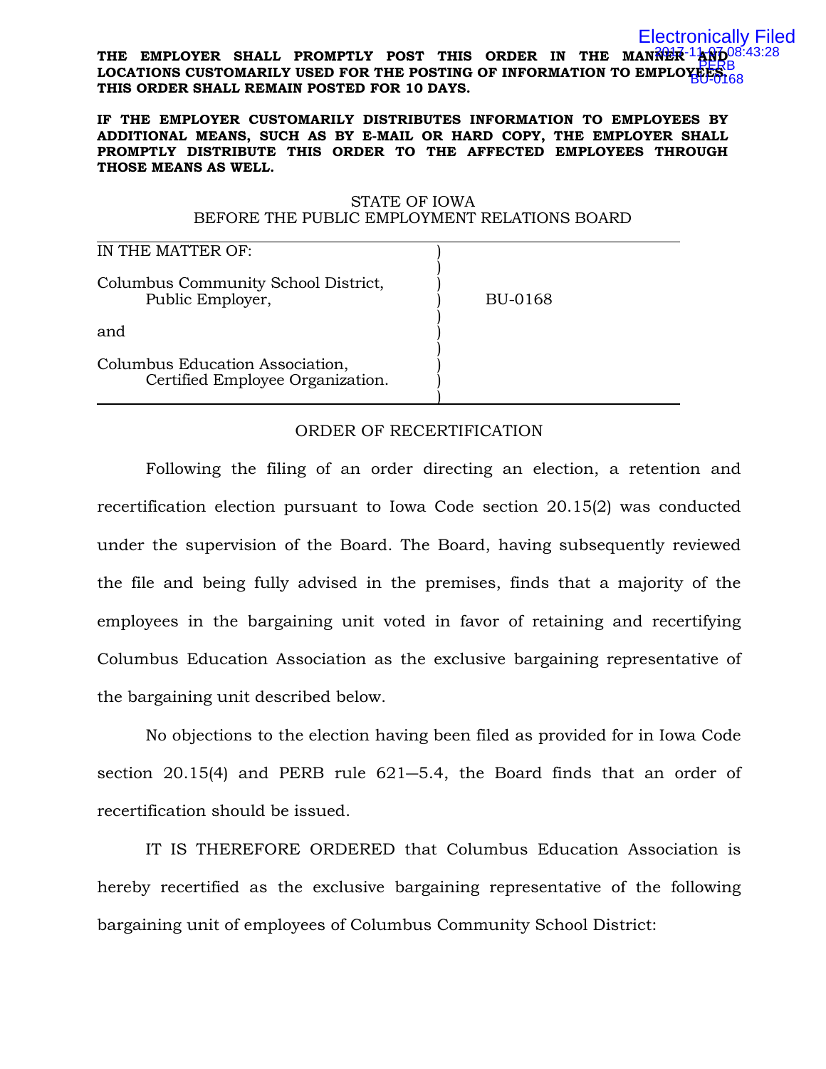**THE EMPLOYER SHALL PROMPTLY POST THIS ORDER IN THE MANNER AND LOCATIONS CUSTOMARILY USED FOR THE POSTING OF INFORMATION TO EMPLOYEES. THIS ORDER SHALL REMAIN POSTED FOR 10 DAYS.**

**IF THE EMPLOYER CUSTOMARILY DISTRIBUTES INFORMATION TO EMPLOYEES BY ADDITIONAL MEANS, SUCH AS BY E-MAIL OR HARD COPY, THE EMPLOYER SHALL PROMPTLY DISTRIBUTE THIS ORDER TO THE AFFECTED EMPLOYEES THROUGH THOSE MEANS AS WELL.**

STATE OF IOWA
BEFORE THE PUBLIC EMPLOYMENT RELATIONS BOARD

| IN THE MATTER OF: | |
|---|---|
| Columbus Community School District, Public Employer, | BU-0168 |
| and | |
| Columbus Education Association, Certified Employee Organization. | |

ORDER OF RECERTIFICATION

Following the filing of an order directing an election, a retention and recertification election pursuant to Iowa Code section 20.15(2) was conducted under the supervision of the Board. The Board, having subsequently reviewed the file and being fully advised in the premises, finds that a majority of the employees in the bargaining unit voted in favor of retaining and recertifying Columbus Education Association as the exclusive bargaining representative of the bargaining unit described below.

No objections to the election having been filed as provided for in Iowa Code section 20.15(4) and PERB rule 621—5.4, the Board finds that an order of recertification should be issued.

IT IS THEREFORE ORDERED that Columbus Education Association is hereby recertified as the exclusive bargaining representative of the following bargaining unit of employees of Columbus Community School District: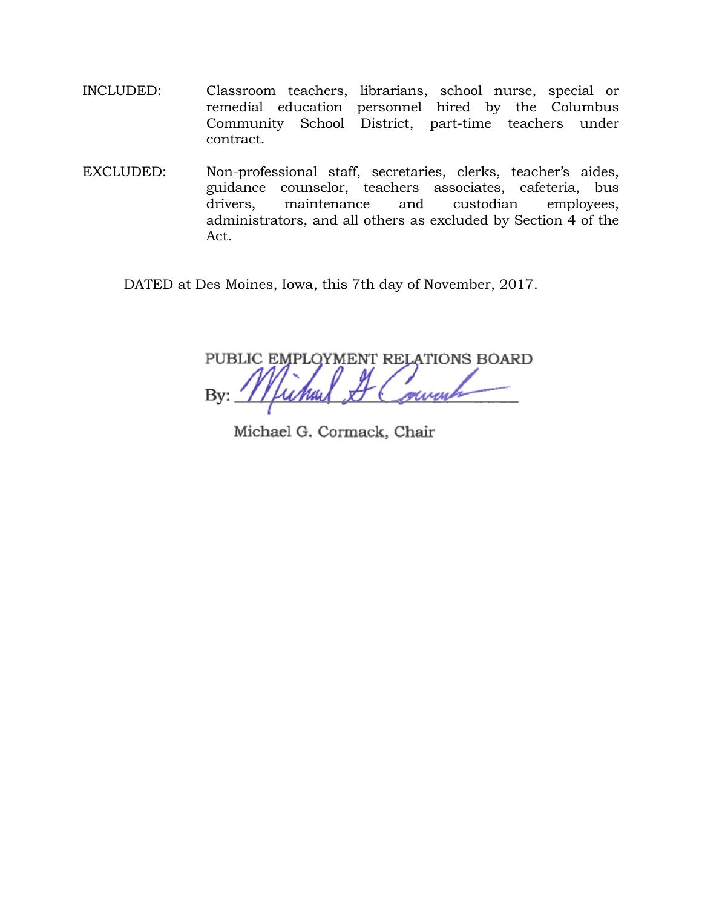INCLUDED: Classroom teachers, librarians, school nurse, special or remedial education personnel hired by the Columbus Community School District, part-time teachers under contract.

EXCLUDED: Non-professional staff, secretaries, clerks, teacher's aides, guidance counselor, teachers associates, cafeteria, bus drivers, maintenance and custodian employees, administrators, and all others as excluded by Section 4 of the Act.

DATED at Des Moines, Iowa, this 7th day of November, 2017.

PUBLIC EMPLOYMENT RELATIONS BOARD

By: ______________________

Michael G. Cormack, Chair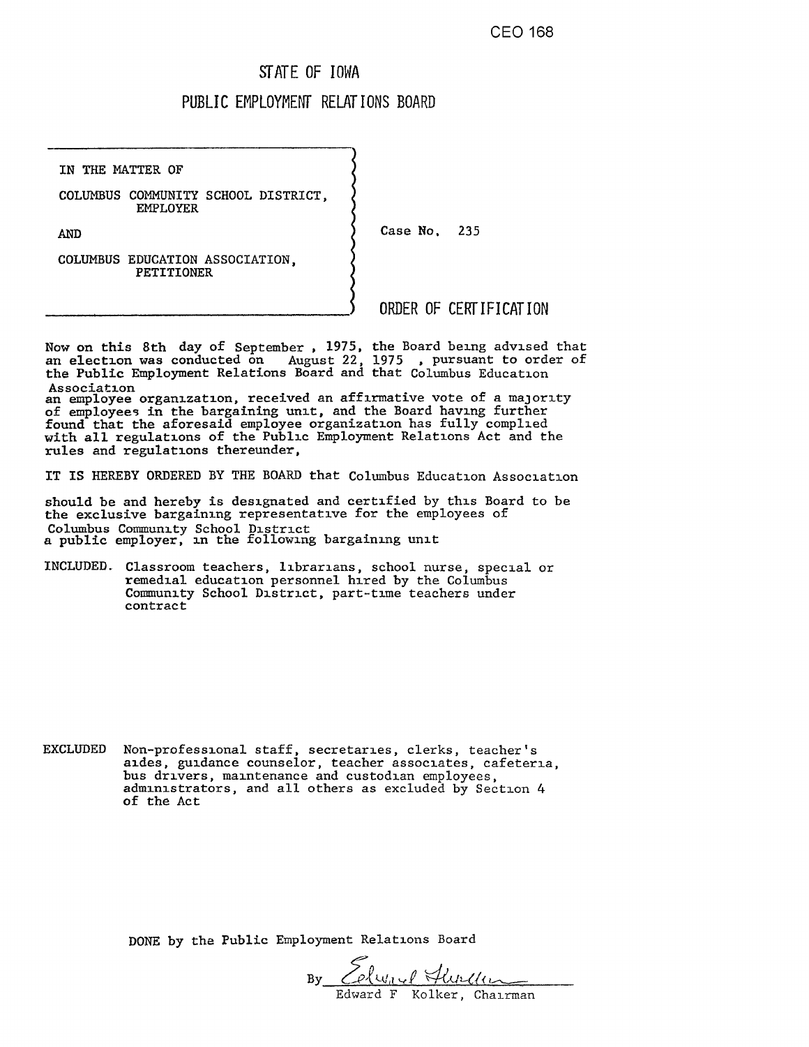CEO 168

# STATE OF IOWA

## PUBLIC EMPLOYMENT RELATIONS BOARD

IN THE MATTER OF

COLUMBUS COMMUNITY SCHOOL DISTRICT,
EMPLOYER

AND

COLUMBUS EDUCATION ASSOCIATION,
PETITIONER

Case No. 235

## ORDER OF CERTIFICATION

Now on this 8th day of September , 1975, the Board being advised that an election was conducted on August 22, 1975 , pursuant to order of the Public Employment Relations Board and that Columbus Education Association an employee organization, received an affirmative vote of a majority of employees in the bargaining unit, and the Board having further found that the aforesaid employee organization has fully complied with all regulations of the Public Employment Relations Act and the rules and regulations thereunder,

IT IS HEREBY ORDERED BY THE BOARD that Columbus Education Association should be and hereby is designated and certified by this Board to be the exclusive bargaining representative for the employees of Columbus Community School District a public employer, in the following bargaining unit

INCLUDED. Classroom teachers, librarians, school nurse, special or remedial education personnel hired by the Columbus Community School District, part-time teachers under contract

EXCLUDED Non-professional staff, secretaries, clerks, teacher's aides, guidance counselor, teacher associates, cafeteria, bus drivers, maintenance and custodian employees, administrators, and all others as excluded by Section 4 of the Act

DONE by the Public Employment Relations Board

By Edward F Kolker
Edward F Kolker, Chairman